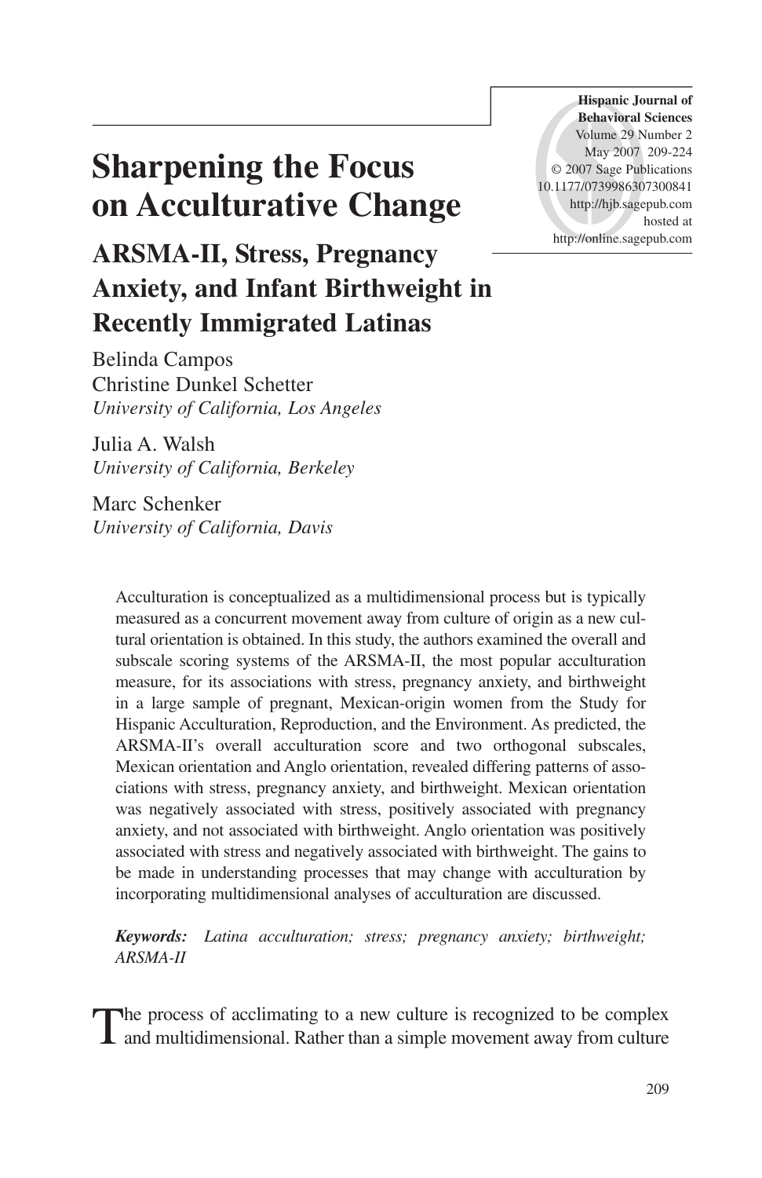# Sharpening the Focus on Acculturative Change

## ARSMA-II, Stress, Pregnancy Anxiety, and Infant Birthweight in Recently Immigrated Latinas

Belinda Campos
Christine Dunkel Schetter
*University of California, Los Angeles*

Julia A. Walsh
*University of California, Berkeley*

Marc Schenker
*University of California, Davis*

Acculturation is conceptualized as a multidimensional process but is typically measured as a concurrent movement away from culture of origin as a new cultural orientation is obtained. In this study, the authors examined the overall and subscale scoring systems of the ARSMA-II, the most popular acculturation measure, for its associations with stress, pregnancy anxiety, and birthweight in a large sample of pregnant, Mexican-origin women from the Study for Hispanic Acculturation, Reproduction, and the Environment. As predicted, the ARSMA-II's overall acculturation score and two orthogonal subscales, Mexican orientation and Anglo orientation, revealed differing patterns of associations with stress, pregnancy anxiety, and birthweight. Mexican orientation was negatively associated with stress, positively associated with pregnancy anxiety, and not associated with birthweight. Anglo orientation was positively associated with stress and negatively associated with birthweight. The gains to be made in understanding processes that may change with acculturation by incorporating multidimensional analyses of acculturation are discussed.

***Keywords:*** *Latina acculturation; stress; pregnancy anxiety; birthweight; ARSMA-II*

The process of acclimating to a new culture is recognized to be complex and multidimensional. Rather than a simple movement away from culture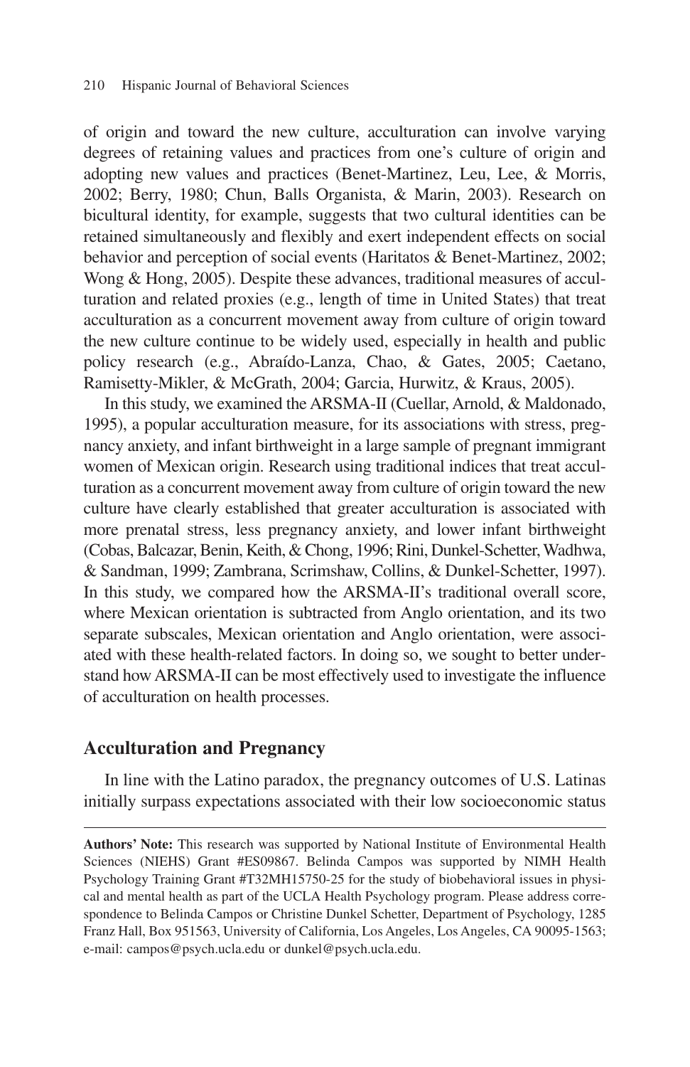of origin and toward the new culture, acculturation can involve varying degrees of retaining values and practices from one's culture of origin and adopting new values and practices (Benet-Martinez, Leu, Lee, & Morris, 2002; Berry, 1980; Chun, Balls Organista, & Marin, 2003). Research on bicultural identity, for example, suggests that two cultural identities can be retained simultaneously and flexibly and exert independent effects on social behavior and perception of social events (Haritatos & Benet-Martinez, 2002; Wong & Hong, 2005). Despite these advances, traditional measures of acculturation and related proxies (e.g., length of time in United States) that treat acculturation as a concurrent movement away from culture of origin toward the new culture continue to be widely used, especially in health and public policy research (e.g., Abraído-Lanza, Chao, & Gates, 2005; Caetano, Ramisetty-Mikler, & McGrath, 2004; Garcia, Hurwitz, & Kraus, 2005).

In this study, we examined the ARSMA-II (Cuellar, Arnold, & Maldonado, 1995), a popular acculturation measure, for its associations with stress, pregnancy anxiety, and infant birthweight in a large sample of pregnant immigrant women of Mexican origin. Research using traditional indices that treat acculturation as a concurrent movement away from culture of origin toward the new culture have clearly established that greater acculturation is associated with more prenatal stress, less pregnancy anxiety, and lower infant birthweight (Cobas, Balcazar, Benin, Keith, & Chong, 1996; Rini, Dunkel-Schetter, Wadhwa, & Sandman, 1999; Zambrana, Scrimshaw, Collins, & Dunkel-Schetter, 1997). In this study, we compared how the ARSMA-II's traditional overall score, where Mexican orientation is subtracted from Anglo orientation, and its two separate subscales, Mexican orientation and Anglo orientation, were associated with these health-related factors. In doing so, we sought to better understand how ARSMA-II can be most effectively used to investigate the influence of acculturation on health processes.

## Acculturation and Pregnancy

In line with the Latino paradox, the pregnancy outcomes of U.S. Latinas initially surpass expectations associated with their low socioeconomic status

---

**Authors' Note:** This research was supported by National Institute of Environmental Health Sciences (NIEHS) Grant #ES09867. Belinda Campos was supported by NIMH Health Psychology Training Grant #T32MH15750-25 for the study of biobehavioral issues in physical and mental health as part of the UCLA Health Psychology program. Please address correspondence to Belinda Campos or Christine Dunkel Schetter, Department of Psychology, 1285 Franz Hall, Box 951563, University of California, Los Angeles, Los Angeles, CA 90095-1563; e-mail: campos@psych.ucla.edu or dunkel@psych.ucla.edu.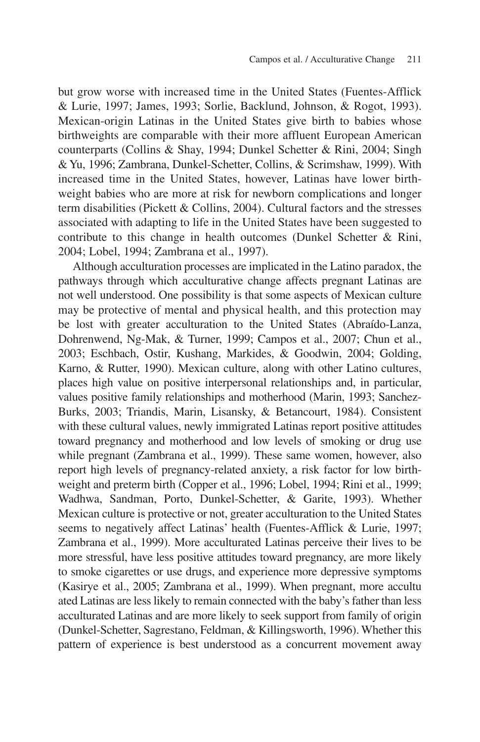but grow worse with increased time in the United States (Fuentes-Afflick & Lurie, 1997; James, 1993; Sorlie, Backlund, Johnson, & Rogot, 1993). Mexican-origin Latinas in the United States give birth to babies whose birthweights are comparable with their more affluent European American counterparts (Collins & Shay, 1994; Dunkel Schetter & Rini, 2004; Singh & Yu, 1996; Zambrana, Dunkel-Schetter, Collins, & Scrimshaw, 1999). With increased time in the United States, however, Latinas have lower birthweight babies who are more at risk for newborn complications and longer term disabilities (Pickett & Collins, 2004). Cultural factors and the stresses associated with adapting to life in the United States have been suggested to contribute to this change in health outcomes (Dunkel Schetter & Rini, 2004; Lobel, 1994; Zambrana et al., 1997).

Although acculturation processes are implicated in the Latino paradox, the pathways through which acculturative change affects pregnant Latinas are not well understood. One possibility is that some aspects of Mexican culture may be protective of mental and physical health, and this protection may be lost with greater acculturation to the United States (Abraído-Lanza, Dohrenwend, Ng-Mak, & Turner, 1999; Campos et al., 2007; Chun et al., 2003; Eschbach, Ostir, Kushang, Markides, & Goodwin, 2004; Golding, Karno, & Rutter, 1990). Mexican culture, along with other Latino cultures, places high value on positive interpersonal relationships and, in particular, values positive family relationships and motherhood (Marin, 1993; Sanchez-Burks, 2003; Triandis, Marin, Lisansky, & Betancourt, 1984). Consistent with these cultural values, newly immigrated Latinas report positive attitudes toward pregnancy and motherhood and low levels of smoking or drug use while pregnant (Zambrana et al., 1999). These same women, however, also report high levels of pregnancy-related anxiety, a risk factor for low birthweight and preterm birth (Copper et al., 1996; Lobel, 1994; Rini et al., 1999; Wadhwa, Sandman, Porto, Dunkel-Schetter, & Garite, 1993). Whether Mexican culture is protective or not, greater acculturation to the United States seems to negatively affect Latinas' health (Fuentes-Afflick & Lurie, 1997; Zambrana et al., 1999). More acculturated Latinas perceive their lives to be more stressful, have less positive attitudes toward pregnancy, are more likely to smoke cigarettes or use drugs, and experience more depressive symptoms (Kasirye et al., 2005; Zambrana et al., 1999). When pregnant, more acculturated Latinas are less likely to remain connected with the baby's father than less acculturated Latinas and are more likely to seek support from family of origin (Dunkel-Schetter, Sagrestano, Feldman, & Killingsworth, 1996). Whether this pattern of experience is best understood as a concurrent movement away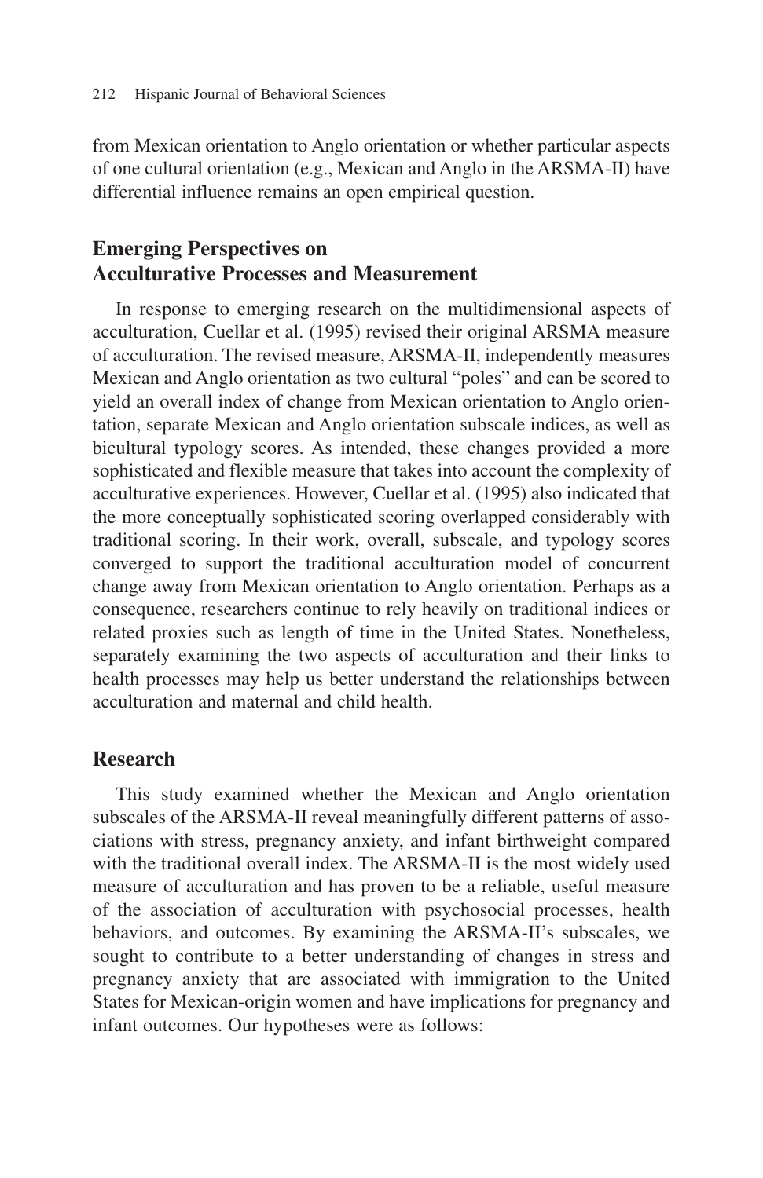from Mexican orientation to Anglo orientation or whether particular aspects of one cultural orientation (e.g., Mexican and Anglo in the ARSMA-II) have differential influence remains an open empirical question.

## Emerging Perspectives on Acculturative Processes and Measurement

In response to emerging research on the multidimensional aspects of acculturation, Cuellar et al. (1995) revised their original ARSMA measure of acculturation. The revised measure, ARSMA-II, independently measures Mexican and Anglo orientation as two cultural "poles" and can be scored to yield an overall index of change from Mexican orientation to Anglo orientation, separate Mexican and Anglo orientation subscale indices, as well as bicultural typology scores. As intended, these changes provided a more sophisticated and flexible measure that takes into account the complexity of acculturative experiences. However, Cuellar et al. (1995) also indicated that the more conceptually sophisticated scoring overlapped considerably with traditional scoring. In their work, overall, subscale, and typology scores converged to support the traditional acculturation model of concurrent change away from Mexican orientation to Anglo orientation. Perhaps as a consequence, researchers continue to rely heavily on traditional indices or related proxies such as length of time in the United States. Nonetheless, separately examining the two aspects of acculturation and their links to health processes may help us better understand the relationships between acculturation and maternal and child health.

## Research

This study examined whether the Mexican and Anglo orientation subscales of the ARSMA-II reveal meaningfully different patterns of associations with stress, pregnancy anxiety, and infant birthweight compared with the traditional overall index. The ARSMA-II is the most widely used measure of acculturation and has proven to be a reliable, useful measure of the association of acculturation with psychosocial processes, health behaviors, and outcomes. By examining the ARSMA-II's subscales, we sought to contribute to a better understanding of changes in stress and pregnancy anxiety that are associated with immigration to the United States for Mexican-origin women and have implications for pregnancy and infant outcomes. Our hypotheses were as follows: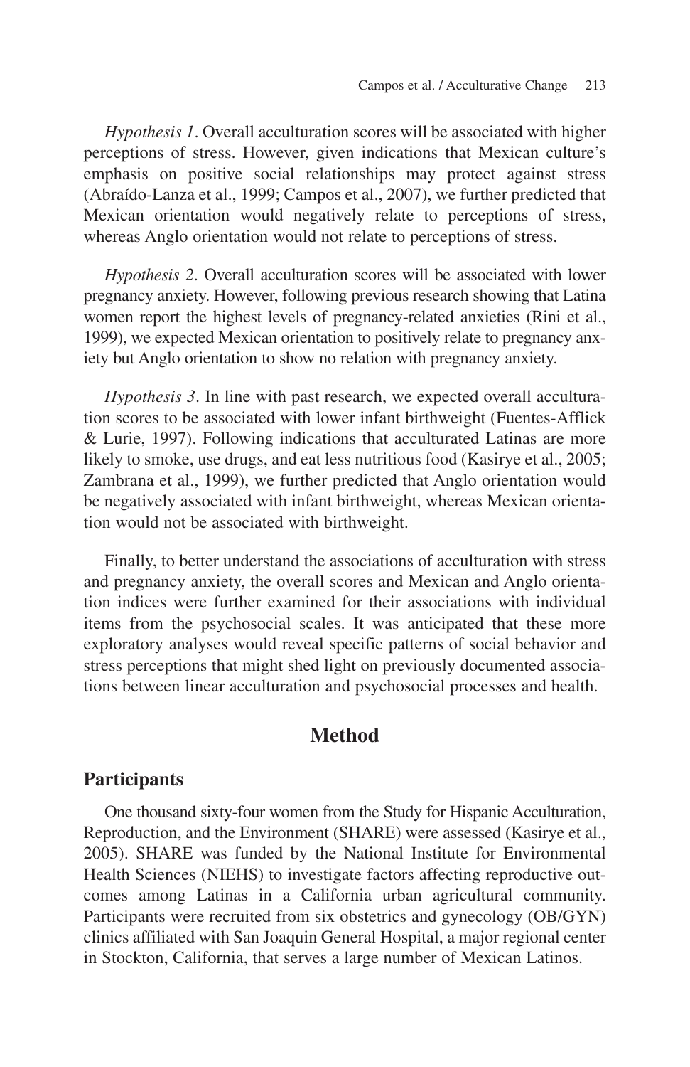*Hypothesis 1*. Overall acculturation scores will be associated with higher perceptions of stress. However, given indications that Mexican culture's emphasis on positive social relationships may protect against stress (Abraído-Lanza et al., 1999; Campos et al., 2007), we further predicted that Mexican orientation would negatively relate to perceptions of stress, whereas Anglo orientation would not relate to perceptions of stress.

*Hypothesis 2*. Overall acculturation scores will be associated with lower pregnancy anxiety. However, following previous research showing that Latina women report the highest levels of pregnancy-related anxieties (Rini et al., 1999), we expected Mexican orientation to positively relate to pregnancy anxiety but Anglo orientation to show no relation with pregnancy anxiety.

*Hypothesis 3*. In line with past research, we expected overall acculturation scores to be associated with lower infant birthweight (Fuentes-Afflick & Lurie, 1997). Following indications that acculturated Latinas are more likely to smoke, use drugs, and eat less nutritious food (Kasirye et al., 2005; Zambrana et al., 1999), we further predicted that Anglo orientation would be negatively associated with infant birthweight, whereas Mexican orientation would not be associated with birthweight.

Finally, to better understand the associations of acculturation with stress and pregnancy anxiety, the overall scores and Mexican and Anglo orientation indices were further examined for their associations with individual items from the psychosocial scales. It was anticipated that these more exploratory analyses would reveal specific patterns of social behavior and stress perceptions that might shed light on previously documented associations between linear acculturation and psychosocial processes and health.

## Method

### Participants

One thousand sixty-four women from the Study for Hispanic Acculturation, Reproduction, and the Environment (SHARE) were assessed (Kasirye et al., 2005). SHARE was funded by the National Institute for Environmental Health Sciences (NIEHS) to investigate factors affecting reproductive outcomes among Latinas in a California urban agricultural community. Participants were recruited from six obstetrics and gynecology (OB/GYN) clinics affiliated with San Joaquin General Hospital, a major regional center in Stockton, California, that serves a large number of Mexican Latinos.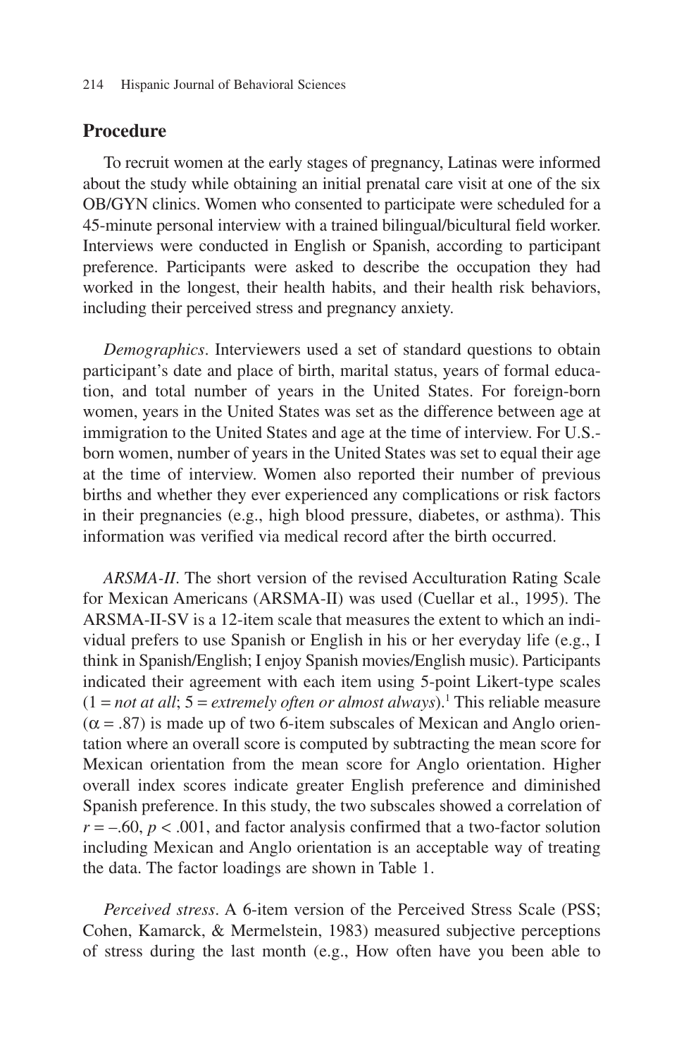## Procedure

To recruit women at the early stages of pregnancy, Latinas were informed about the study while obtaining an initial prenatal care visit at one of the six OB/GYN clinics. Women who consented to participate were scheduled for a 45-minute personal interview with a trained bilingual/bicultural field worker. Interviews were conducted in English or Spanish, according to participant preference. Participants were asked to describe the occupation they had worked in the longest, their health habits, and their health risk behaviors, including their perceived stress and pregnancy anxiety.

*Demographics*. Interviewers used a set of standard questions to obtain participant's date and place of birth, marital status, years of formal education, and total number of years in the United States. For foreign-born women, years in the United States was set as the difference between age at immigration to the United States and age at the time of interview. For U.S.-born women, number of years in the United States was set to equal their age at the time of interview. Women also reported their number of previous births and whether they ever experienced any complications or risk factors in their pregnancies (e.g., high blood pressure, diabetes, or asthma). This information was verified via medical record after the birth occurred.

*ARSMA-II*. The short version of the revised Acculturation Rating Scale for Mexican Americans (ARSMA-II) was used (Cuellar et al., 1995). The ARSMA-II-SV is a 12-item scale that measures the extent to which an individual prefers to use Spanish or English in his or her everyday life (e.g., I think in Spanish/English; I enjoy Spanish movies/English music). Participants indicated their agreement with each item using 5-point Likert-type scales (1 = *not at all*; 5 = *extremely often or almost always*).[1] This reliable measure ($\alpha = .87$) is made up of two 6-item subscales of Mexican and Anglo orientation where an overall score is computed by subtracting the mean score for Mexican orientation from the mean score for Anglo orientation. Higher overall index scores indicate greater English preference and diminished Spanish preference. In this study, the two subscales showed a correlation of $r = -.60$, $p < .001$, and factor analysis confirmed that a two-factor solution including Mexican and Anglo orientation is an acceptable way of treating the data. The factor loadings are shown in Table 1.

*Perceived stress*. A 6-item version of the Perceived Stress Scale (PSS; Cohen, Kamarck, & Mermelstein, 1983) measured subjective perceptions of stress during the last month (e.g., How often have you been able to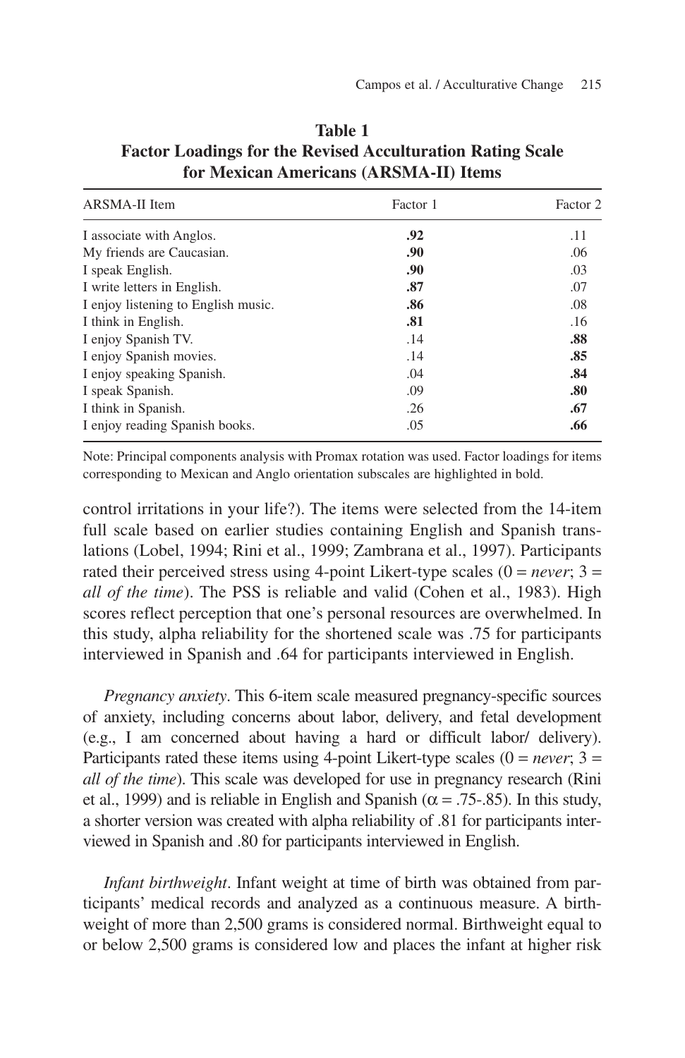**Table 1**
**Factor Loadings for the Revised Acculturation Rating Scale for Mexican Americans (ARSMA-II) Items**

| ARSMA-II Item | Factor 1 | Factor 2 |
|---|---|---|
| I associate with Anglos. | **.92** | .11 |
| My friends are Caucasian. | **.90** | .06 |
| I speak English. | **.90** | .03 |
| I write letters in English. | **.87** | .07 |
| I enjoy listening to English music. | **.86** | .08 |
| I think in English. | **.81** | .16 |
| I enjoy Spanish TV. | .14 | **.88** |
| I enjoy Spanish movies. | .14 | **.85** |
| I enjoy speaking Spanish. | .04 | **.84** |
| I speak Spanish. | .09 | **.80** |
| I think in Spanish. | .26 | **.67** |
| I enjoy reading Spanish books. | .05 | **.66** |

Note: Principal components analysis with Promax rotation was used. Factor loadings for items corresponding to Mexican and Anglo orientation subscales are highlighted in bold.

control irritations in your life?). The items were selected from the 14-item full scale based on earlier studies containing English and Spanish translations (Lobel, 1994; Rini et al., 1999; Zambrana et al., 1997). Participants rated their perceived stress using 4-point Likert-type scales (0 = *never*; 3 = *all of the time*). The PSS is reliable and valid (Cohen et al., 1983). High scores reflect perception that one's personal resources are overwhelmed. In this study, alpha reliability for the shortened scale was .75 for participants interviewed in Spanish and .64 for participants interviewed in English.

*Pregnancy anxiety*. This 6-item scale measured pregnancy-specific sources of anxiety, including concerns about labor, delivery, and fetal development (e.g., I am concerned about having a hard or difficult labor/ delivery). Participants rated these items using 4-point Likert-type scales (0 = *never*; 3 = *all of the time*). This scale was developed for use in pregnancy research (Rini et al., 1999) and is reliable in English and Spanish ($\alpha$ = .75-.85). In this study, a shorter version was created with alpha reliability of .81 for participants interviewed in Spanish and .80 for participants interviewed in English.

*Infant birthweight*. Infant weight at time of birth was obtained from participants' medical records and analyzed as a continuous measure. A birthweight of more than 2,500 grams is considered normal. Birthweight equal to or below 2,500 grams is considered low and places the infant at higher risk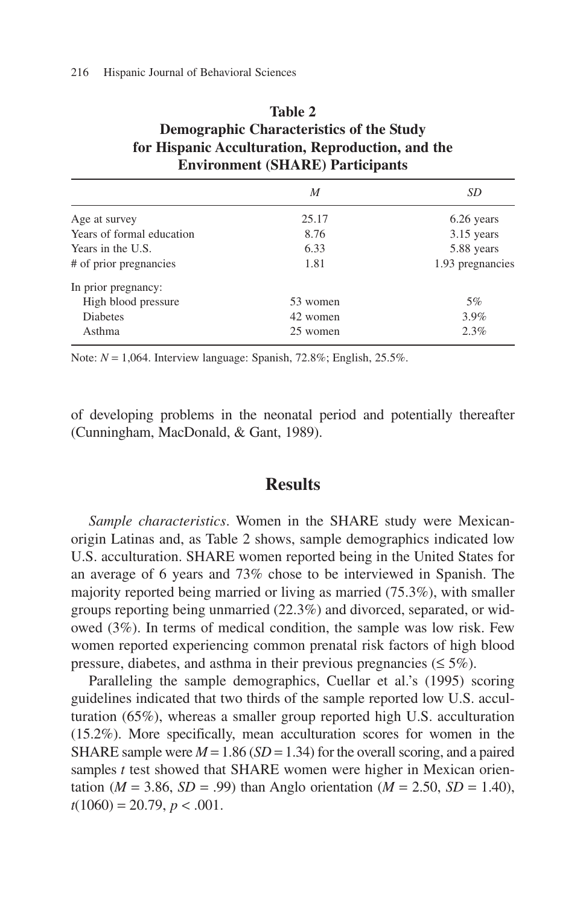**Table 2**
**Demographic Characteristics of the Study for Hispanic Acculturation, Reproduction, and the Environment (SHARE) Participants**

| | *M* | *SD* |
|---|---|---|
| Age at survey | 25.17 | 6.26 years |
| Years of formal education | 8.76 | 3.15 years |
| Years in the U.S. | 6.33 | 5.88 years |
| # of prior pregnancies | 1.81 | 1.93 pregnancies |
| In prior pregnancy: | | |
| High blood pressure | 53 women | 5% |
| Diabetes | 42 women | 3.9% |
| Asthma | 25 women | 2.3% |

Note: $N = 1,064$. Interview language: Spanish, 72.8%; English, 25.5%.

of developing problems in the neonatal period and potentially thereafter (Cunningham, MacDonald, & Gant, 1989).

## Results

*Sample characteristics*. Women in the SHARE study were Mexican-origin Latinas and, as Table 2 shows, sample demographics indicated low U.S. acculturation. SHARE women reported being in the United States for an average of 6 years and 73% chose to be interviewed in Spanish. The majority reported being married or living as married (75.3%), with smaller groups reporting being unmarried (22.3%) and divorced, separated, or widowed (3%). In terms of medical condition, the sample was low risk. Few women reported experiencing common prenatal risk factors of high blood pressure, diabetes, and asthma in their previous pregnancies (≤ 5%).

Paralleling the sample demographics, Cuellar et al.'s (1995) scoring guidelines indicated that two thirds of the sample reported low U.S. acculturation (65%), whereas a smaller group reported high U.S. acculturation (15.2%). More specifically, mean acculturation scores for women in the SHARE sample were $M = 1.86$ ($SD = 1.34$) for the overall scoring, and a paired samples *t* test showed that SHARE women were higher in Mexican orientation ($M = 3.86$, $SD = .99$) than Anglo orientation ($M = 2.50$, $SD = 1.40$), $t(1060) = 20.79$, $p < .001$.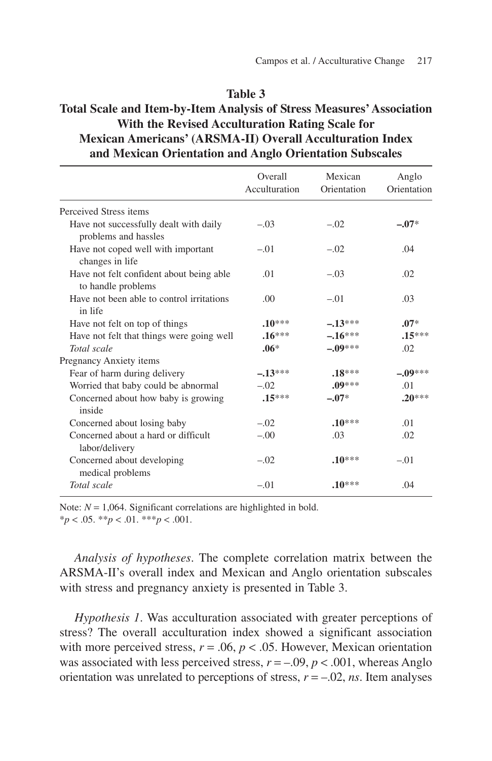**Table 3**
**Total Scale and Item-by-Item Analysis of Stress Measures' Association With the Revised Acculturation Rating Scale for Mexican Americans' (ARSMA-II) Overall Acculturation Index and Mexican Orientation and Anglo Orientation Subscales**

| | Overall Acculturation | Mexican Orientation | Anglo Orientation |
|---|---|---|---|
| Perceived Stress items | | | |
| Have not successfully dealt with daily problems and hassles | –.03 | –.02 | **–.07*** |
| Have not coped well with important changes in life | –.01 | –.02 | .04 |
| Have not felt confident about being able to handle problems | .01 | –.03 | .02 |
| Have not been able to control irritations in life | .00 | –.01 | .03 |
| Have not felt on top of things | **.10***** | **–.13***** | **.07*** |
| Have not felt that things were going well | **.16***** | **–.16***** | **.15***** |
| *Total scale* | **.06*** | **–.09***** | .02 |
| Pregnancy Anxiety items | | | |
| Fear of harm during delivery | **–.13***** | **.18***** | **–.09***** |
| Worried that baby could be abnormal | –.02 | **.09***** | .01 |
| Concerned about how baby is growing inside | **.15***** | **–.07*** | **.20***** |
| Concerned about losing baby | –.02 | **.10***** | .01 |
| Concerned about a hard or difficult labor/delivery | –.00 | .03 | .02 |
| Concerned about developing medical problems | –.02 | **.10***** | –.01 |
| *Total scale* | –.01 | **.10***** | .04 |

Note: $N$ = 1,064. Significant correlations are highlighted in bold.
*$p < .05$. **$p < .01$. ***$p < .001$.

*Analysis of hypotheses*. The complete correlation matrix between the ARSMA-II's overall index and Mexican and Anglo orientation subscales with stress and pregnancy anxiety is presented in Table 3.

*Hypothesis 1*. Was acculturation associated with greater perceptions of stress? The overall acculturation index showed a significant association with more perceived stress, $r = .06$, $p < .05$. However, Mexican orientation was associated with less perceived stress, $r = –.09$, $p < .001$, whereas Anglo orientation was unrelated to perceptions of stress, $r = –.02$, *ns*. Item analyses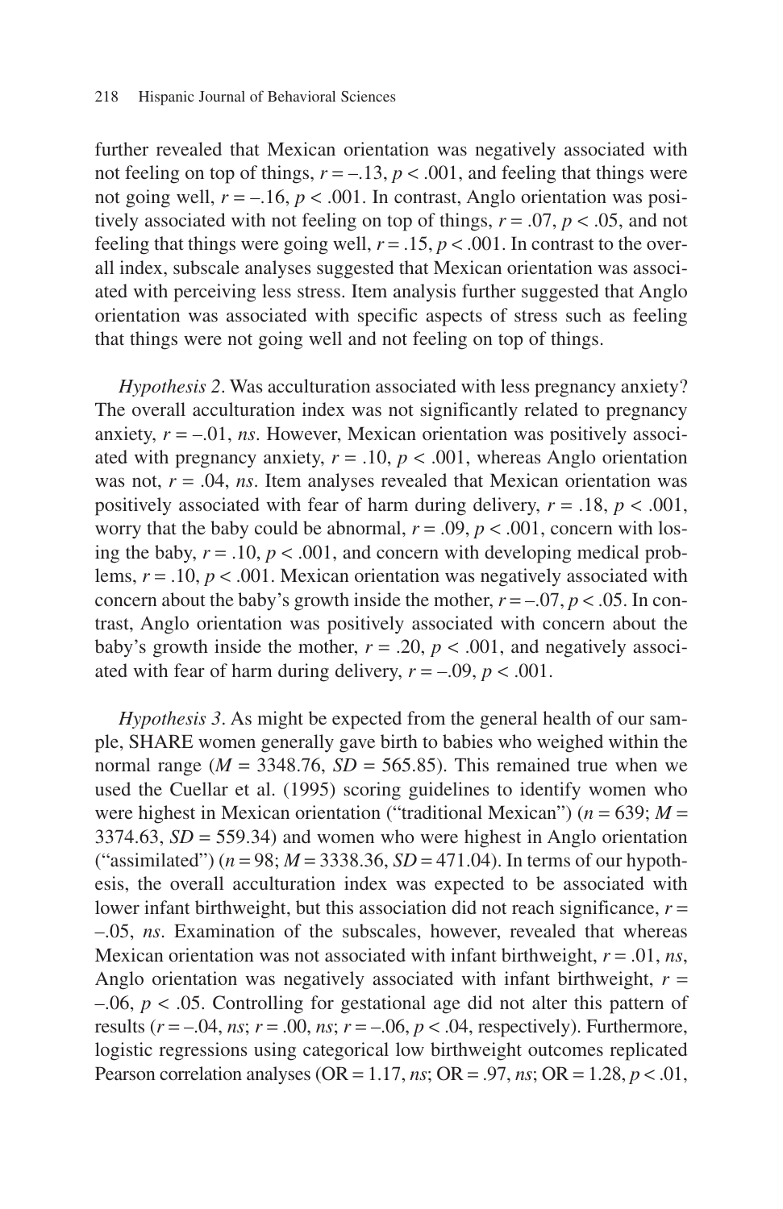further revealed that Mexican orientation was negatively associated with not feeling on top of things, $r = -.13$, $p < .001$, and feeling that things were not going well, $r = -.16$, $p < .001$. In contrast, Anglo orientation was positively associated with not feeling on top of things, $r = .07$, $p < .05$, and not feeling that things were going well, $r = .15$, $p < .001$. In contrast to the overall index, subscale analyses suggested that Mexican orientation was associated with perceiving less stress. Item analysis further suggested that Anglo orientation was associated with specific aspects of stress such as feeling that things were not going well and not feeling on top of things.

*Hypothesis 2*. Was acculturation associated with less pregnancy anxiety? The overall acculturation index was not significantly related to pregnancy anxiety, $r = -.01$, *ns*. However, Mexican orientation was positively associated with pregnancy anxiety, $r = .10$, $p < .001$, whereas Anglo orientation was not, $r = .04$, *ns*. Item analyses revealed that Mexican orientation was positively associated with fear of harm during delivery, $r = .18$, $p < .001$, worry that the baby could be abnormal, $r = .09$, $p < .001$, concern with losing the baby, $r = .10$, $p < .001$, and concern with developing medical problems, $r = .10$, $p < .001$. Mexican orientation was negatively associated with concern about the baby's growth inside the mother, $r = -.07$, $p < .05$. In contrast, Anglo orientation was positively associated with concern about the baby's growth inside the mother, $r = .20$, $p < .001$, and negatively associated with fear of harm during delivery, $r = -.09$, $p < .001$.

*Hypothesis 3*. As might be expected from the general health of our sample, SHARE women generally gave birth to babies who weighed within the normal range ($M = 3348.76$, $SD = 565.85$). This remained true when we used the Cuellar et al. (1995) scoring guidelines to identify women who were highest in Mexican orientation ("traditional Mexican") ($n = 639$; $M = 3374.63$, $SD = 559.34$) and women who were highest in Anglo orientation ("assimilated") ($n = 98$; $M = 3338.36$, $SD = 471.04$). In terms of our hypothesis, the overall acculturation index was expected to be associated with lower infant birthweight, but this association did not reach significance, $r = -.05$, *ns*. Examination of the subscales, however, revealed that whereas Mexican orientation was not associated with infant birthweight, $r = .01$, *ns*, Anglo orientation was negatively associated with infant birthweight, $r = -.06$, $p < .05$. Controlling for gestational age did not alter this pattern of results ($r = -.04$, *ns*; $r = .00$, *ns*; $r = -.06$, $p < .04$, respectively). Furthermore, logistic regressions using categorical low birthweight outcomes replicated Pearson correlation analyses (OR = 1.17, *ns*; OR = .97, *ns*; OR = 1.28, $p < .01$,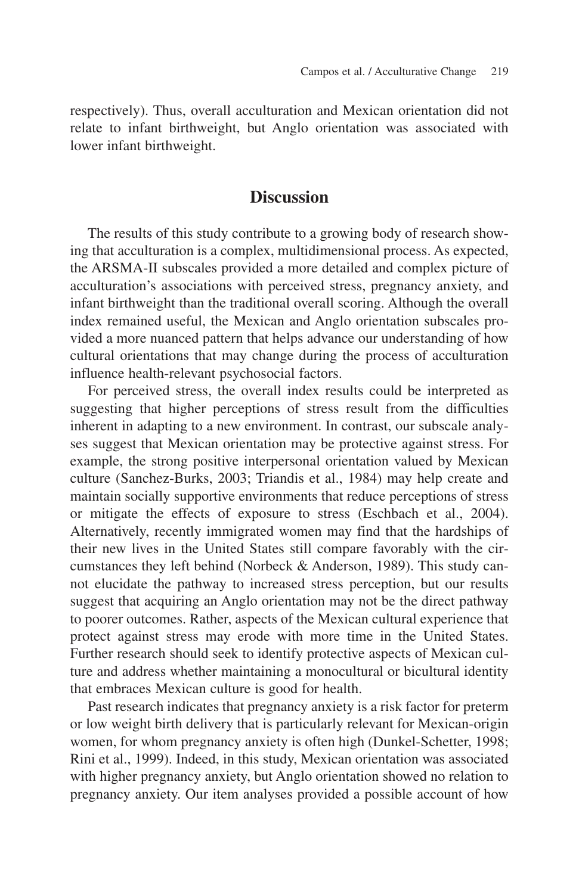respectively). Thus, overall acculturation and Mexican orientation did not relate to infant birthweight, but Anglo orientation was associated with lower infant birthweight.

## Discussion

The results of this study contribute to a growing body of research showing that acculturation is a complex, multidimensional process. As expected, the ARSMA-II subscales provided a more detailed and complex picture of acculturation's associations with perceived stress, pregnancy anxiety, and infant birthweight than the traditional overall scoring. Although the overall index remained useful, the Mexican and Anglo orientation subscales provided a more nuanced pattern that helps advance our understanding of how cultural orientations that may change during the process of acculturation influence health-relevant psychosocial factors.

For perceived stress, the overall index results could be interpreted as suggesting that higher perceptions of stress result from the difficulties inherent in adapting to a new environment. In contrast, our subscale analyses suggest that Mexican orientation may be protective against stress. For example, the strong positive interpersonal orientation valued by Mexican culture (Sanchez-Burks, 2003; Triandis et al., 1984) may help create and maintain socially supportive environments that reduce perceptions of stress or mitigate the effects of exposure to stress (Eschbach et al., 2004). Alternatively, recently immigrated women may find that the hardships of their new lives in the United States still compare favorably with the circumstances they left behind (Norbeck & Anderson, 1989). This study cannot elucidate the pathway to increased stress perception, but our results suggest that acquiring an Anglo orientation may not be the direct pathway to poorer outcomes. Rather, aspects of the Mexican cultural experience that protect against stress may erode with more time in the United States. Further research should seek to identify protective aspects of Mexican culture and address whether maintaining a monocultural or bicultural identity that embraces Mexican culture is good for health.

Past research indicates that pregnancy anxiety is a risk factor for preterm or low weight birth delivery that is particularly relevant for Mexican-origin women, for whom pregnancy anxiety is often high (Dunkel-Schetter, 1998; Rini et al., 1999). Indeed, in this study, Mexican orientation was associated with higher pregnancy anxiety, but Anglo orientation showed no relation to pregnancy anxiety. Our item analyses provided a possible account of how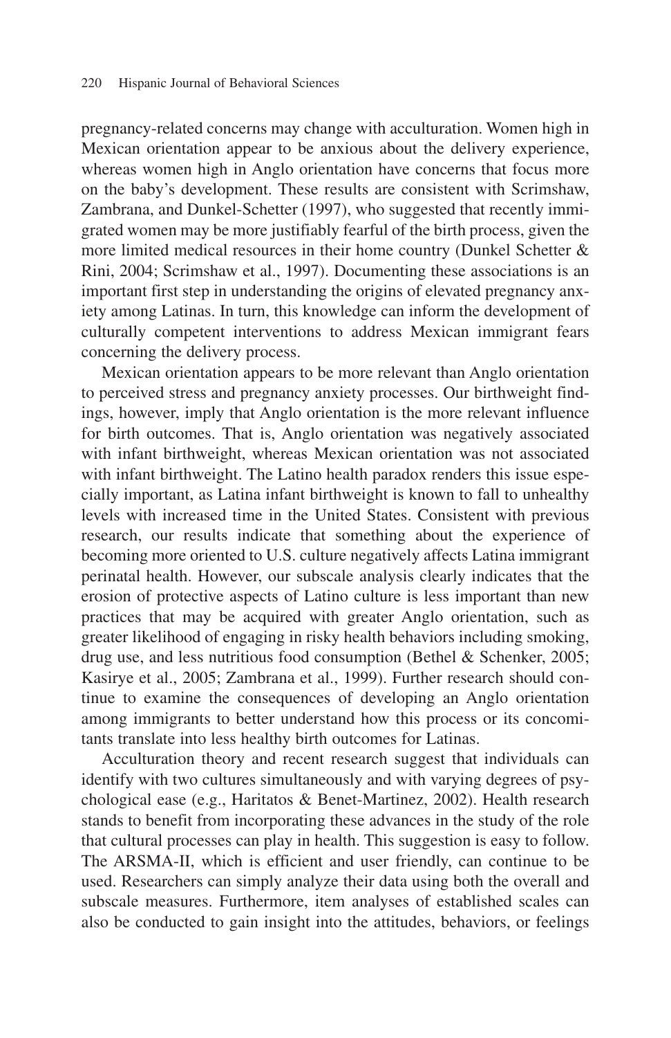pregnancy-related concerns may change with acculturation. Women high in Mexican orientation appear to be anxious about the delivery experience, whereas women high in Anglo orientation have concerns that focus more on the baby's development. These results are consistent with Scrimshaw, Zambrana, and Dunkel-Schetter (1997), who suggested that recently immigrated women may be more justifiably fearful of the birth process, given the more limited medical resources in their home country (Dunkel Schetter & Rini, 2004; Scrimshaw et al., 1997). Documenting these associations is an important first step in understanding the origins of elevated pregnancy anxiety among Latinas. In turn, this knowledge can inform the development of culturally competent interventions to address Mexican immigrant fears concerning the delivery process.

Mexican orientation appears to be more relevant than Anglo orientation to perceived stress and pregnancy anxiety processes. Our birthweight findings, however, imply that Anglo orientation is the more relevant influence for birth outcomes. That is, Anglo orientation was negatively associated with infant birthweight, whereas Mexican orientation was not associated with infant birthweight. The Latino health paradox renders this issue especially important, as Latina infant birthweight is known to fall to unhealthy levels with increased time in the United States. Consistent with previous research, our results indicate that something about the experience of becoming more oriented to U.S. culture negatively affects Latina immigrant perinatal health. However, our subscale analysis clearly indicates that the erosion of protective aspects of Latino culture is less important than new practices that may be acquired with greater Anglo orientation, such as greater likelihood of engaging in risky health behaviors including smoking, drug use, and less nutritious food consumption (Bethel & Schenker, 2005; Kasirye et al., 2005; Zambrana et al., 1999). Further research should continue to examine the consequences of developing an Anglo orientation among immigrants to better understand how this process or its concomitants translate into less healthy birth outcomes for Latinas.

Acculturation theory and recent research suggest that individuals can identify with two cultures simultaneously and with varying degrees of psychological ease (e.g., Haritatos & Benet-Martinez, 2002). Health research stands to benefit from incorporating these advances in the study of the role that cultural processes can play in health. This suggestion is easy to follow. The ARSMA-II, which is efficient and user friendly, can continue to be used. Researchers can simply analyze their data using both the overall and subscale measures. Furthermore, item analyses of established scales can also be conducted to gain insight into the attitudes, behaviors, or feelings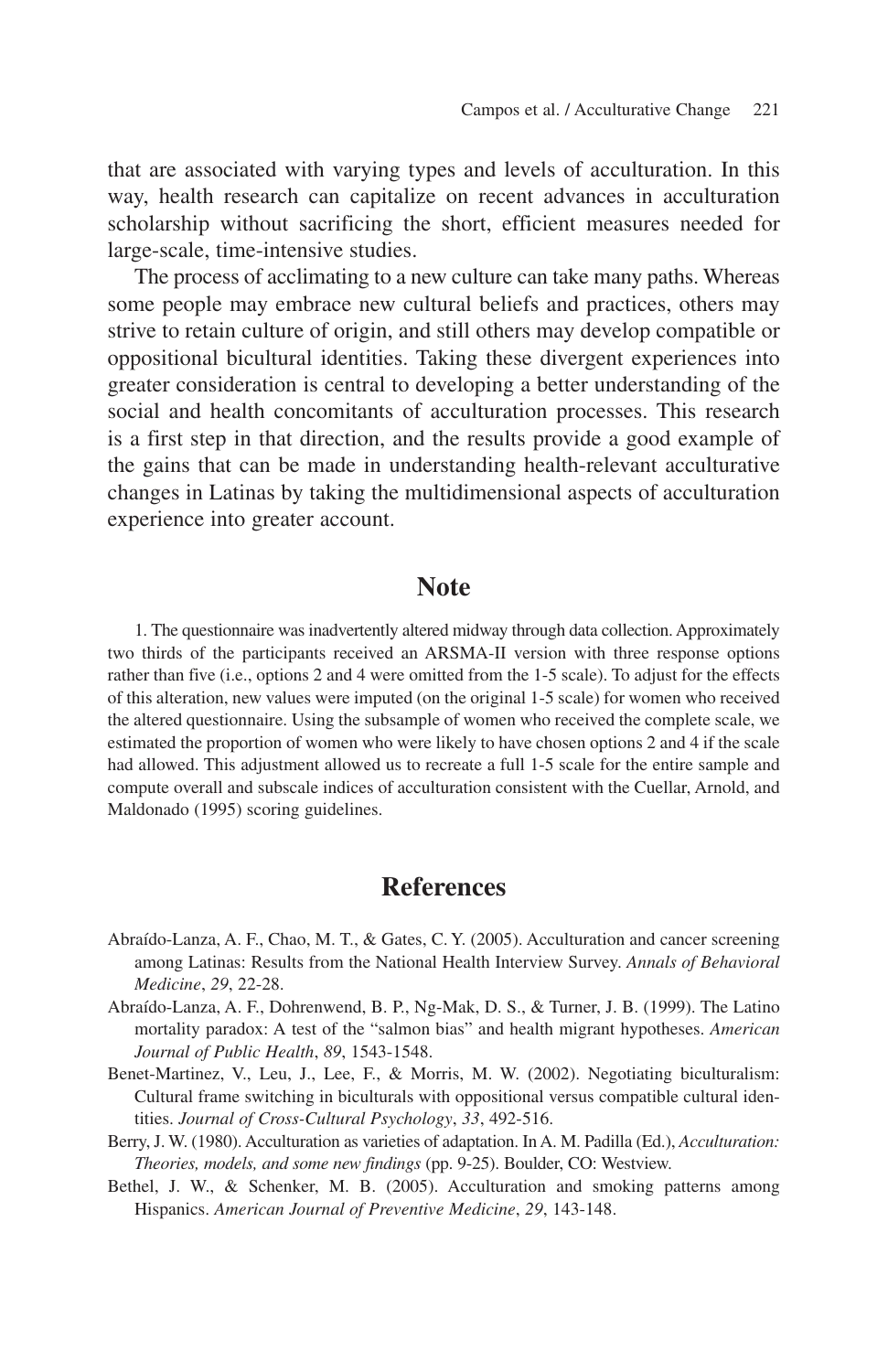that are associated with varying types and levels of acculturation. In this way, health research can capitalize on recent advances in acculturation scholarship without sacrificing the short, efficient measures needed for large-scale, time-intensive studies.

The process of acclimating to a new culture can take many paths. Whereas some people may embrace new cultural beliefs and practices, others may strive to retain culture of origin, and still others may develop compatible or oppositional bicultural identities. Taking these divergent experiences into greater consideration is central to developing a better understanding of the social and health concomitants of acculturation processes. This research is a first step in that direction, and the results provide a good example of the gains that can be made in understanding health-relevant acculturative changes in Latinas by taking the multidimensional aspects of acculturation experience into greater account.

## Note

1. The questionnaire was inadvertently altered midway through data collection. Approximately two thirds of the participants received an ARSMA-II version with three response options rather than five (i.e., options 2 and 4 were omitted from the 1-5 scale). To adjust for the effects of this alteration, new values were imputed (on the original 1-5 scale) for women who received the altered questionnaire. Using the subsample of women who received the complete scale, we estimated the proportion of women who were likely to have chosen options 2 and 4 if the scale had allowed. This adjustment allowed us to recreate a full 1-5 scale for the entire sample and compute overall and subscale indices of acculturation consistent with the Cuellar, Arnold, and Maldonado (1995) scoring guidelines.

## References

Abraído-Lanza, A. F., Chao, M. T., & Gates, C. Y. (2005). Acculturation and cancer screening among Latinas: Results from the National Health Interview Survey. *Annals of Behavioral Medicine*, *29*, 22-28.

Abraído-Lanza, A. F., Dohrenwend, B. P., Ng-Mak, D. S., & Turner, J. B. (1999). The Latino mortality paradox: A test of the "salmon bias" and health migrant hypotheses. *American Journal of Public Health*, *89*, 1543-1548.

Benet-Martinez, V., Leu, J., Lee, F., & Morris, M. W. (2002). Negotiating biculturalism: Cultural frame switching in biculturals with oppositional versus compatible cultural identities. *Journal of Cross-Cultural Psychology*, *33*, 492-516.

Berry, J. W. (1980). Acculturation as varieties of adaptation. In A. M. Padilla (Ed.), *Acculturation: Theories, models, and some new findings* (pp. 9-25). Boulder, CO: Westview.

Bethel, J. W., & Schenker, M. B. (2005). Acculturation and smoking patterns among Hispanics. *American Journal of Preventive Medicine*, *29*, 143-148.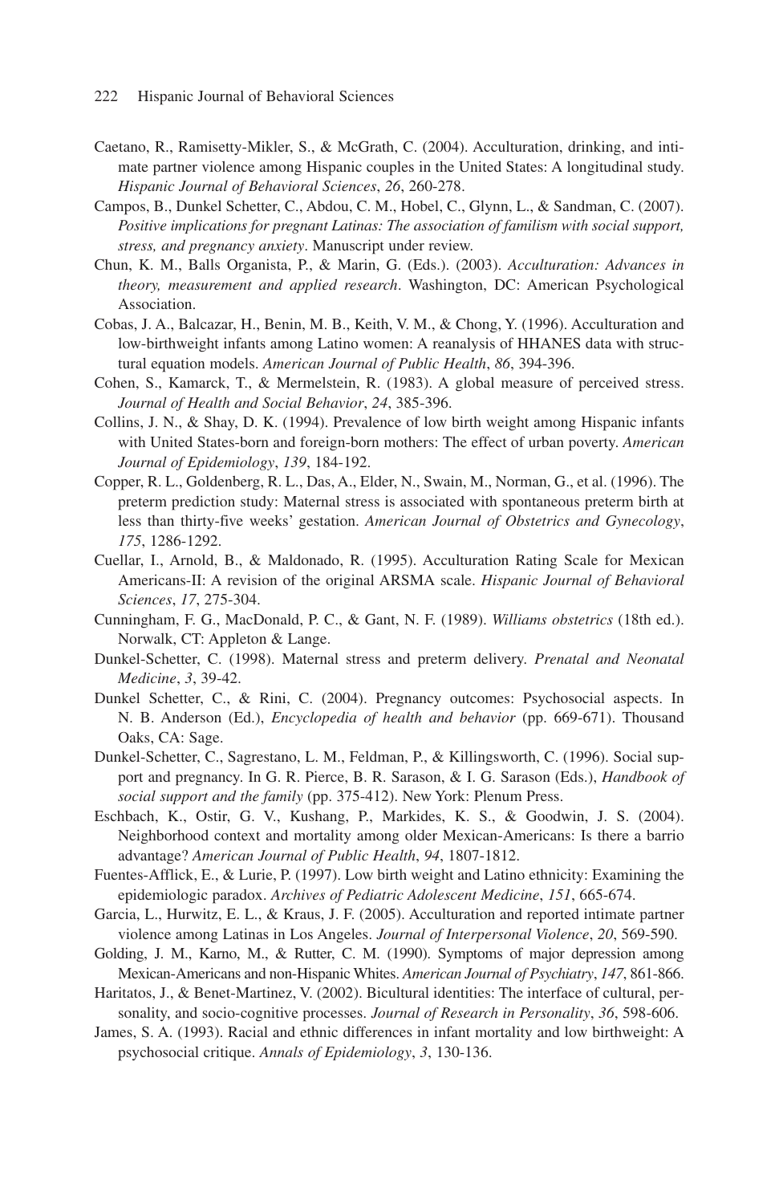Caetano, R., Ramisetty-Mikler, S., & McGrath, C. (2004). Acculturation, drinking, and intimate partner violence among Hispanic couples in the United States: A longitudinal study. *Hispanic Journal of Behavioral Sciences*, *26*, 260-278.

Campos, B., Dunkel Schetter, C., Abdou, C. M., Hobel, C., Glynn, L., & Sandman, C. (2007). *Positive implications for pregnant Latinas: The association of familism with social support, stress, and pregnancy anxiety*. Manuscript under review.

Chun, K. M., Balls Organista, P., & Marin, G. (Eds.). (2003). *Acculturation: Advances in theory, measurement and applied research*. Washington, DC: American Psychological Association.

Cobas, J. A., Balcazar, H., Benin, M. B., Keith, V. M., & Chong, Y. (1996). Acculturation and low-birthweight infants among Latino women: A reanalysis of HHANES data with structural equation models. *American Journal of Public Health*, *86*, 394-396.

Cohen, S., Kamarck, T., & Mermelstein, R. (1983). A global measure of perceived stress. *Journal of Health and Social Behavior*, *24*, 385-396.

Collins, J. N., & Shay, D. K. (1994). Prevalence of low birth weight among Hispanic infants with United States-born and foreign-born mothers: The effect of urban poverty. *American Journal of Epidemiology*, *139*, 184-192.

Copper, R. L., Goldenberg, R. L., Das, A., Elder, N., Swain, M., Norman, G., et al. (1996). The preterm prediction study: Maternal stress is associated with spontaneous preterm birth at less than thirty-five weeks' gestation. *American Journal of Obstetrics and Gynecology*, *175*, 1286-1292.

Cuellar, I., Arnold, B., & Maldonado, R. (1995). Acculturation Rating Scale for Mexican Americans-II: A revision of the original ARSMA scale. *Hispanic Journal of Behavioral Sciences*, *17*, 275-304.

Cunningham, F. G., MacDonald, P. C., & Gant, N. F. (1989). *Williams obstetrics* (18th ed.). Norwalk, CT: Appleton & Lange.

Dunkel-Schetter, C. (1998). Maternal stress and preterm delivery. *Prenatal and Neonatal Medicine*, *3*, 39-42.

Dunkel Schetter, C., & Rini, C. (2004). Pregnancy outcomes: Psychosocial aspects. In N. B. Anderson (Ed.), *Encyclopedia of health and behavior* (pp. 669-671). Thousand Oaks, CA: Sage.

Dunkel-Schetter, C., Sagrestano, L. M., Feldman, P., & Killingsworth, C. (1996). Social support and pregnancy. In G. R. Pierce, B. R. Sarason, & I. G. Sarason (Eds.), *Handbook of social support and the family* (pp. 375-412). New York: Plenum Press.

Eschbach, K., Ostir, G. V., Kushang, P., Markides, K. S., & Goodwin, J. S. (2004). Neighborhood context and mortality among older Mexican-Americans: Is there a barrio advantage? *American Journal of Public Health*, *94*, 1807-1812.

Fuentes-Afflick, E., & Lurie, P. (1997). Low birth weight and Latino ethnicity: Examining the epidemiologic paradox. *Archives of Pediatric Adolescent Medicine*, *151*, 665-674.

Garcia, L., Hurwitz, E. L., & Kraus, J. F. (2005). Acculturation and reported intimate partner violence among Latinas in Los Angeles. *Journal of Interpersonal Violence*, *20*, 569-590.

Golding, J. M., Karno, M., & Rutter, C. M. (1990). Symptoms of major depression among Mexican-Americans and non-Hispanic Whites. *American Journal of Psychiatry*, *147*, 861-866.

Haritatos, J., & Benet-Martinez, V. (2002). Bicultural identities: The interface of cultural, personality, and socio-cognitive processes. *Journal of Research in Personality*, *36*, 598-606.

James, S. A. (1993). Racial and ethnic differences in infant mortality and low birthweight: A psychosocial critique. *Annals of Epidemiology*, *3*, 130-136.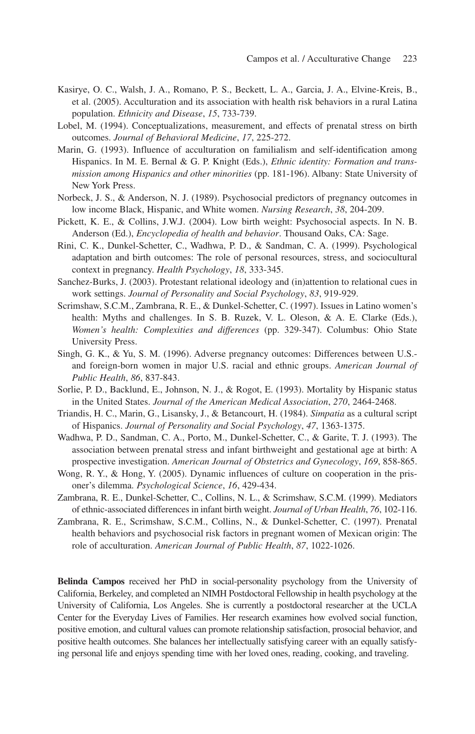Kasirye, O. C., Walsh, J. A., Romano, P. S., Beckett, L. A., Garcia, J. A., Elvine-Kreis, B., et al. (2005). Acculturation and its association with health risk behaviors in a rural Latina population. *Ethnicity and Disease*, *15*, 733-739.

Lobel, M. (1994). Conceptualizations, measurement, and effects of prenatal stress on birth outcomes. *Journal of Behavioral Medicine*, *17*, 225-272.

Marin, G. (1993). Influence of acculturation on familialism and self-identification among Hispanics. In M. E. Bernal & G. P. Knight (Eds.), *Ethnic identity: Formation and transmission among Hispanics and other minorities* (pp. 181-196). Albany: State University of New York Press.

Norbeck, J. S., & Anderson, N. J. (1989). Psychosocial predictors of pregnancy outcomes in low income Black, Hispanic, and White women. *Nursing Research*, *38*, 204-209.

Pickett, K. E., & Collins, J.W.J. (2004). Low birth weight: Psychosocial aspects. In N. B. Anderson (Ed.), *Encyclopedia of health and behavior*. Thousand Oaks, CA: Sage.

Rini, C. K., Dunkel-Schetter, C., Wadhwa, P. D., & Sandman, C. A. (1999). Psychological adaptation and birth outcomes: The role of personal resources, stress, and sociocultural context in pregnancy. *Health Psychology*, *18*, 333-345.

Sanchez-Burks, J. (2003). Protestant relational ideology and (in)attention to relational cues in work settings. *Journal of Personality and Social Psychology*, *83*, 919-929.

Scrimshaw, S.C.M., Zambrana, R. E., & Dunkel-Schetter, C. (1997). Issues in Latino women's health: Myths and challenges. In S. B. Ruzek, V. L. Oleson, & A. E. Clarke (Eds.), *Women's health: Complexities and differences* (pp. 329-347). Columbus: Ohio State University Press.

Singh, G. K., & Yu, S. M. (1996). Adverse pregnancy outcomes: Differences between U.S.- and foreign-born women in major U.S. racial and ethnic groups. *American Journal of Public Health*, *86*, 837-843.

Sorlie, P. D., Backlund, E., Johnson, N. J., & Rogot, E. (1993). Mortality by Hispanic status in the United States. *Journal of the American Medical Association*, *270*, 2464-2468.

Triandis, H. C., Marin, G., Lisansky, J., & Betancourt, H. (1984). *Simpatia* as a cultural script of Hispanics. *Journal of Personality and Social Psychology*, *47*, 1363-1375.

Wadhwa, P. D., Sandman, C. A., Porto, M., Dunkel-Schetter, C., & Garite, T. J. (1993). The association between prenatal stress and infant birthweight and gestational age at birth: A prospective investigation. *American Journal of Obstetrics and Gynecology*, *169*, 858-865.

Wong, R. Y., & Hong, Y. (2005). Dynamic influences of culture on cooperation in the prisoner's dilemma. *Psychological Science*, *16*, 429-434.

Zambrana, R. E., Dunkel-Schetter, C., Collins, N. L., & Scrimshaw, S.C.M. (1999). Mediators of ethnic-associated differences in infant birth weight. *Journal of Urban Health*, *76*, 102-116.

Zambrana, R. E., Scrimshaw, S.C.M., Collins, N., & Dunkel-Schetter, C. (1997). Prenatal health behaviors and psychosocial risk factors in pregnant women of Mexican origin: The role of acculturation. *American Journal of Public Health*, *87*, 1022-1026.

**Belinda Campos** received her PhD in social-personality psychology from the University of California, Berkeley, and completed an NIMH Postdoctoral Fellowship in health psychology at the University of California, Los Angeles. She is currently a postdoctoral researcher at the UCLA Center for the Everyday Lives of Families. Her research examines how evolved social function, positive emotion, and cultural values can promote relationship satisfaction, prosocial behavior, and positive health outcomes. She balances her intellectually satisfying career with an equally satisfying personal life and enjoys spending time with her loved ones, reading, cooking, and traveling.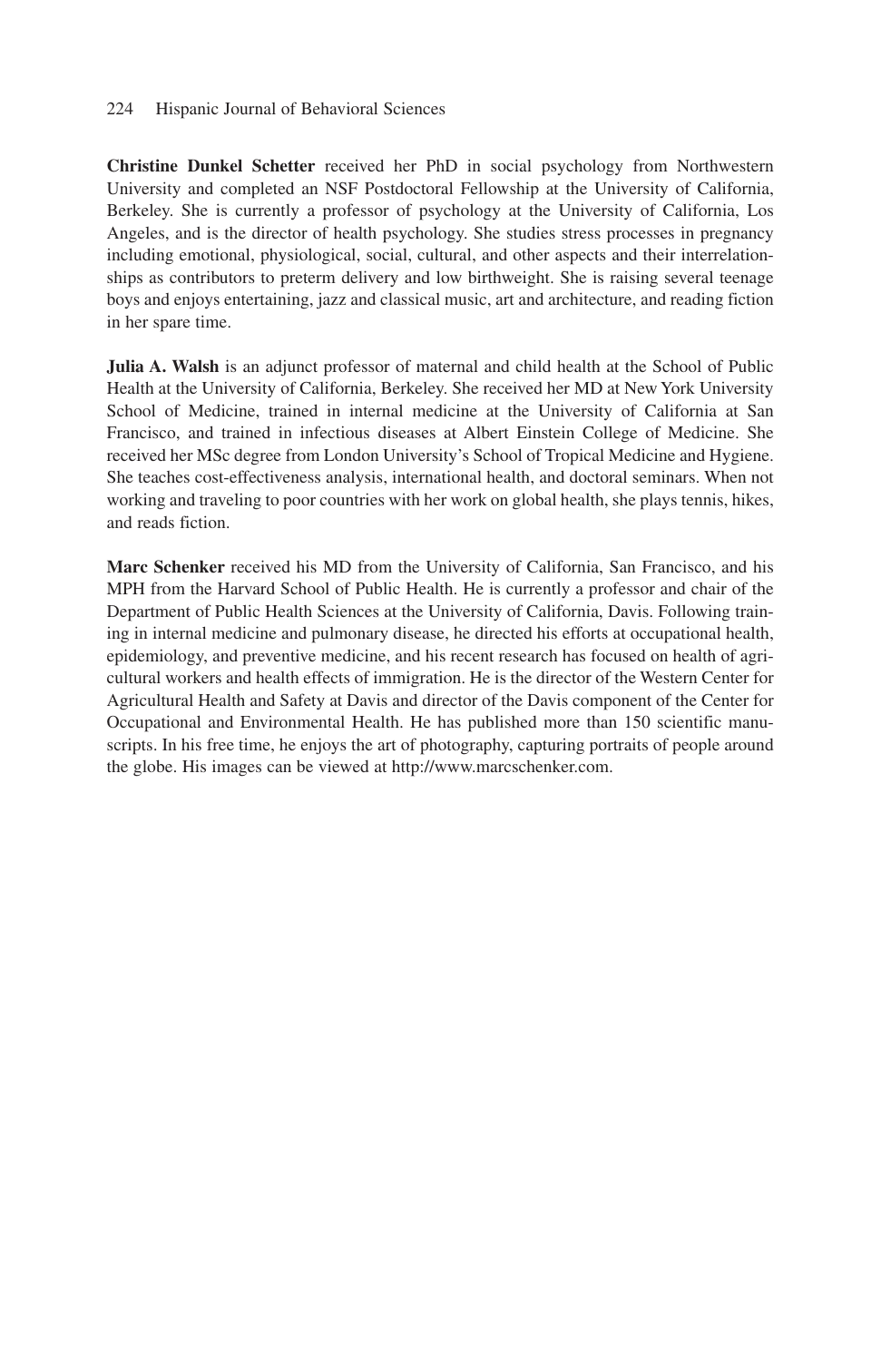**Christine Dunkel Schetter** received her PhD in social psychology from Northwestern University and completed an NSF Postdoctoral Fellowship at the University of California, Berkeley. She is currently a professor of psychology at the University of California, Los Angeles, and is the director of health psychology. She studies stress processes in pregnancy including emotional, physiological, social, cultural, and other aspects and their interrelationships as contributors to preterm delivery and low birthweight. She is raising several teenage boys and enjoys entertaining, jazz and classical music, art and architecture, and reading fiction in her spare time.

**Julia A. Walsh** is an adjunct professor of maternal and child health at the School of Public Health at the University of California, Berkeley. She received her MD at New York University School of Medicine, trained in internal medicine at the University of California at San Francisco, and trained in infectious diseases at Albert Einstein College of Medicine. She received her MSc degree from London University's School of Tropical Medicine and Hygiene. She teaches cost-effectiveness analysis, international health, and doctoral seminars. When not working and traveling to poor countries with her work on global health, she plays tennis, hikes, and reads fiction.

**Marc Schenker** received his MD from the University of California, San Francisco, and his MPH from the Harvard School of Public Health. He is currently a professor and chair of the Department of Public Health Sciences at the University of California, Davis. Following training in internal medicine and pulmonary disease, he directed his efforts at occupational health, epidemiology, and preventive medicine, and his recent research has focused on health of agricultural workers and health effects of immigration. He is the director of the Western Center for Agricultural Health and Safety at Davis and director of the Davis component of the Center for Occupational and Environmental Health. He has published more than 150 scientific manuscripts. In his free time, he enjoys the art of photography, capturing portraits of people around the globe. His images can be viewed at http://www.marcschenker.com.